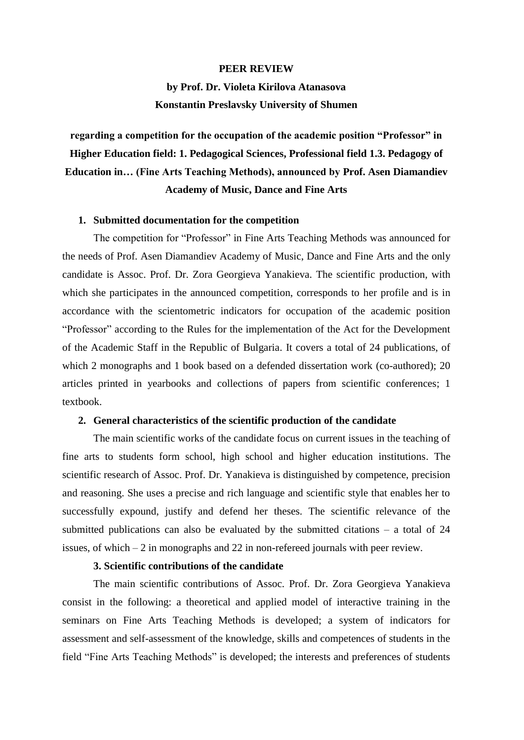**PEER REVIEW**

**by Prof. Dr. Violeta Kirilova Atanasova**

**Konstantin Preslavsky University of Shumen**

**regarding a competition for the occupation of the academic position "Professor" in Higher Education field: 1. Pedagogical Sciences, Professional field 1.3. Pedagogy of Education in… (Fine Arts Teaching Methods), announced by Prof. Asen Diamandiev Academy of Music, Dance and Fine Arts**

1. **Submitted documentation for the competition**

The competition for "Professor" in Fine Arts Teaching Methods was announced for the needs of Prof. Asen Diamandiev Academy of Music, Dance and Fine Arts and the only candidate is Assoc. Prof. Dr. Zora Georgieva Yanakieva. The scientific production, with which she participates in the announced competition, corresponds to her profile and is in accordance with the scientometric indicators for occupation of the academic position "Professor" according to the Rules for the implementation of the Act for the Development of the Academic Staff in the Republic of Bulgaria. It covers a total of 24 publications, of which 2 monographs and 1 book based on a defended dissertation work (co-authored); 20 articles printed in yearbooks and collections of papers from scientific conferences; 1 textbook.

2. **General characteristics of the scientific production of the candidate**

The main scientific works of the candidate focus on current issues in the teaching of fine arts to students form school, high school and higher education institutions. The scientific research of Assoc. Prof. Dr. Yanakieva is distinguished by competence, precision and reasoning. She uses a precise and rich language and scientific style that enables her to successfully expound, justify and defend her theses. The scientific relevance of the submitted publications can also be evaluated by the submitted citations – a total of 24 issues, of which – 2 in monographs and 22 in non-refereed journals with peer review.

**3. Scientific contributions of the candidate**

The main scientific contributions of Assoc. Prof. Dr. Zora Georgieva Yanakieva consist in the following: a theoretical and applied model of interactive training in the seminars on Fine Arts Teaching Methods is developed; a system of indicators for assessment and self-assessment of the knowledge, skills and competences of students in the field "Fine Arts Teaching Methods" is developed; the interests and preferences of students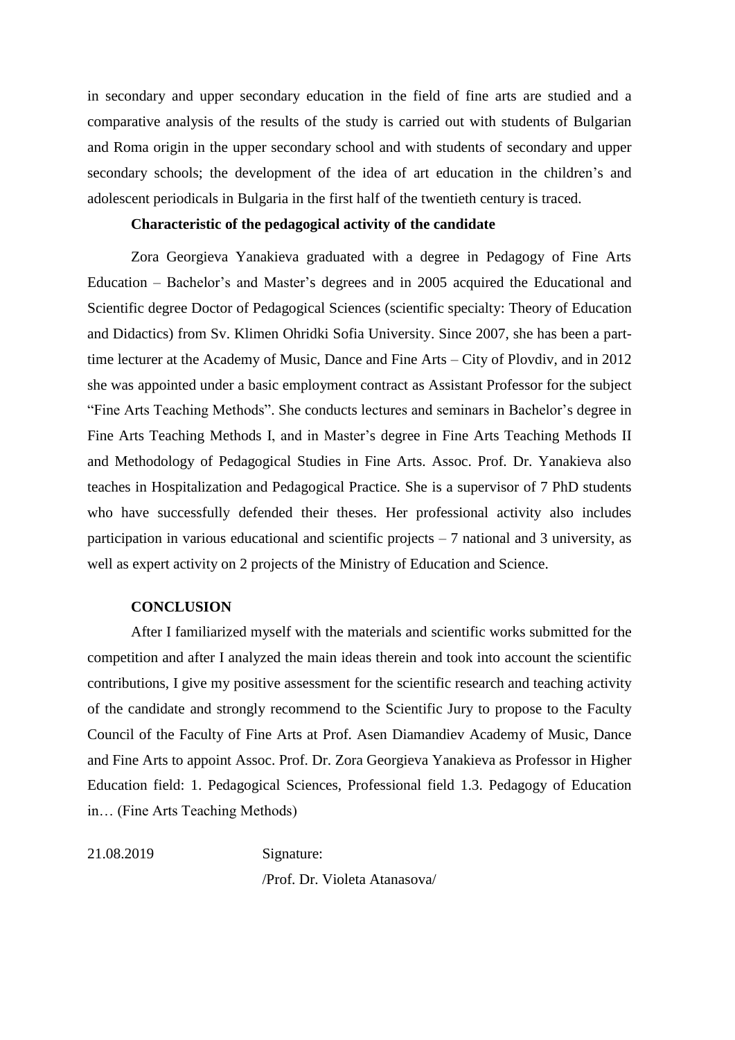in secondary and upper secondary education in the field of fine arts are studied and a comparative analysis of the results of the study is carried out with students of Bulgarian and Roma origin in the upper secondary school and with students of secondary and upper secondary schools; the development of the idea of art education in the children's and adolescent periodicals in Bulgaria in the first half of the twentieth century is traced.

**Characteristic of the pedagogical activity of the candidate**

Zora Georgieva Yanakieva graduated with a degree in Pedagogy of Fine Arts Education – Bachelor's and Master's degrees and in 2005 acquired the Educational and Scientific degree Doctor of Pedagogical Sciences (scientific specialty: Theory of Education and Didactics) from Sv. Klimen Ohridki Sofia University. Since 2007, she has been a part-time lecturer at the Academy of Music, Dance and Fine Arts – City of Plovdiv, and in 2012 she was appointed under a basic employment contract as Assistant Professor for the subject "Fine Arts Teaching Methods". She conducts lectures and seminars in Bachelor's degree in Fine Arts Teaching Methods I, and in Master's degree in Fine Arts Teaching Methods II and Methodology of Pedagogical Studies in Fine Arts. Assoc. Prof. Dr. Yanakieva also teaches in Hospitalization and Pedagogical Practice. She is a supervisor of 7 PhD students who have successfully defended their theses. Her professional activity also includes participation in various educational and scientific projects – 7 national and 3 university, as well as expert activity on 2 projects of the Ministry of Education and Science.

**CONCLUSION**

After I familiarized myself with the materials and scientific works submitted for the competition and after I analyzed the main ideas therein and took into account the scientific contributions, I give my positive assessment for the scientific research and teaching activity of the candidate and strongly recommend to the Scientific Jury to propose to the Faculty Council of the Faculty of Fine Arts at Prof. Asen Diamandiev Academy of Music, Dance and Fine Arts to appoint Assoc. Prof. Dr. Zora Georgieva Yanakieva as Professor in Higher Education field: 1. Pedagogical Sciences, Professional field 1.3. Pedagogy of Education in… (Fine Arts Teaching Methods)

21.08.2019 Signature:

/Prof. Dr. Violeta Atanasova/